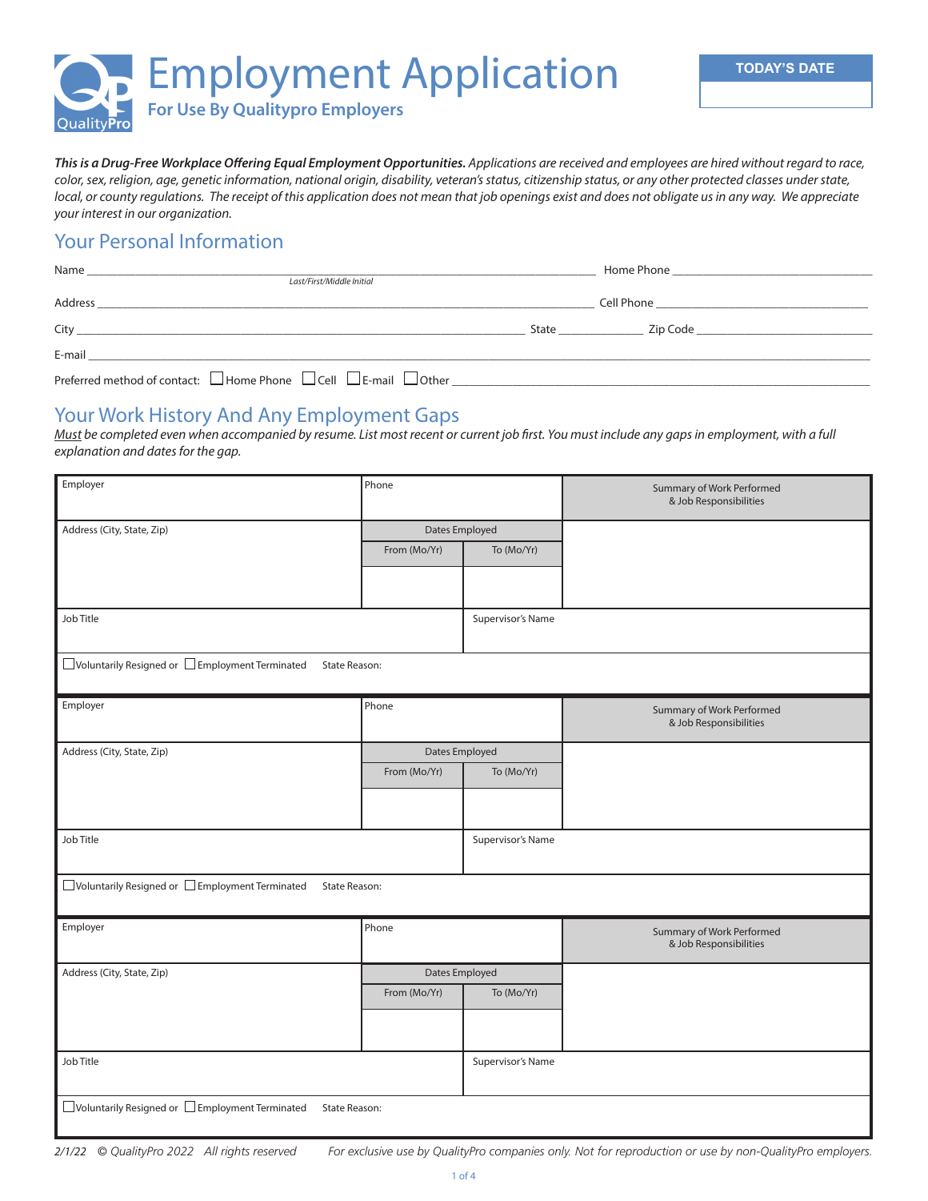# Employment Application

**For Use By Qualitypro Employers**

| TODAY'S DATE |
|---|
| |

***This is a Drug-Free Workplace Offering Equal Employment Opportunities.*** *Applications are received and employees are hired without regard to race, color, sex, religion, age, genetic information, national origin, disability, veteran's status, citizenship status, or any other protected classes under state, local, or county regulations. The receipt of this application does not mean that job openings exist and does not obligate us in any way. We appreciate your interest in our organization.*

## Your Personal Information

Name ______________________________________________ Home Phone ______________________
*Last/First/Middle Initial*

Address ______________________________________________ Cell Phone ______________________

City ________________________________ State __________ Zip Code ______________________

E-mail ______________________________________________________________________

Preferred method of contact: ☐ Home Phone ☐ Cell ☐ E-mail ☐ Other ______________________

## Your Work History And Any Employment Gaps

*Must be completed even when accompanied by resume. List most recent or current job first. You must include any gaps in employment, with a full explanation and dates for the gap.*

| Employer | Phone | | Summary of Work Performed & Job Responsibilities |
|---|---|---|---|
| Address (City, State, Zip) | Dates Employed | | |
| | From (Mo/Yr) | To (Mo/Yr) | |
| | | | |
| Job Title | | Supervisor's Name | |
| ☐ Voluntarily Resigned or ☐ Employment Terminated State Reason: | | | |

| Employer | Phone | | Summary of Work Performed & Job Responsibilities |
|---|---|---|---|
| Address (City, State, Zip) | Dates Employed | | |
| | From (Mo/Yr) | To (Mo/Yr) | |
| | | | |
| Job Title | | Supervisor's Name | |
| ☐ Voluntarily Resigned or ☐ Employment Terminated State Reason: | | | |

| Employer | Phone | | Summary of Work Performed & Job Responsibilities |
|---|---|---|---|
| Address (City, State, Zip) | Dates Employed | | |
| | From (Mo/Yr) | To (Mo/Yr) | |
| | | | |
| Job Title | | Supervisor's Name | |
| ☐ Voluntarily Resigned or ☐ Employment Terminated State Reason: | | | |

*2/1/22 © QualityPro 2022 All rights reserved* *For exclusive use by QualityPro companies only. Not for reproduction or use by non-QualityPro employers.*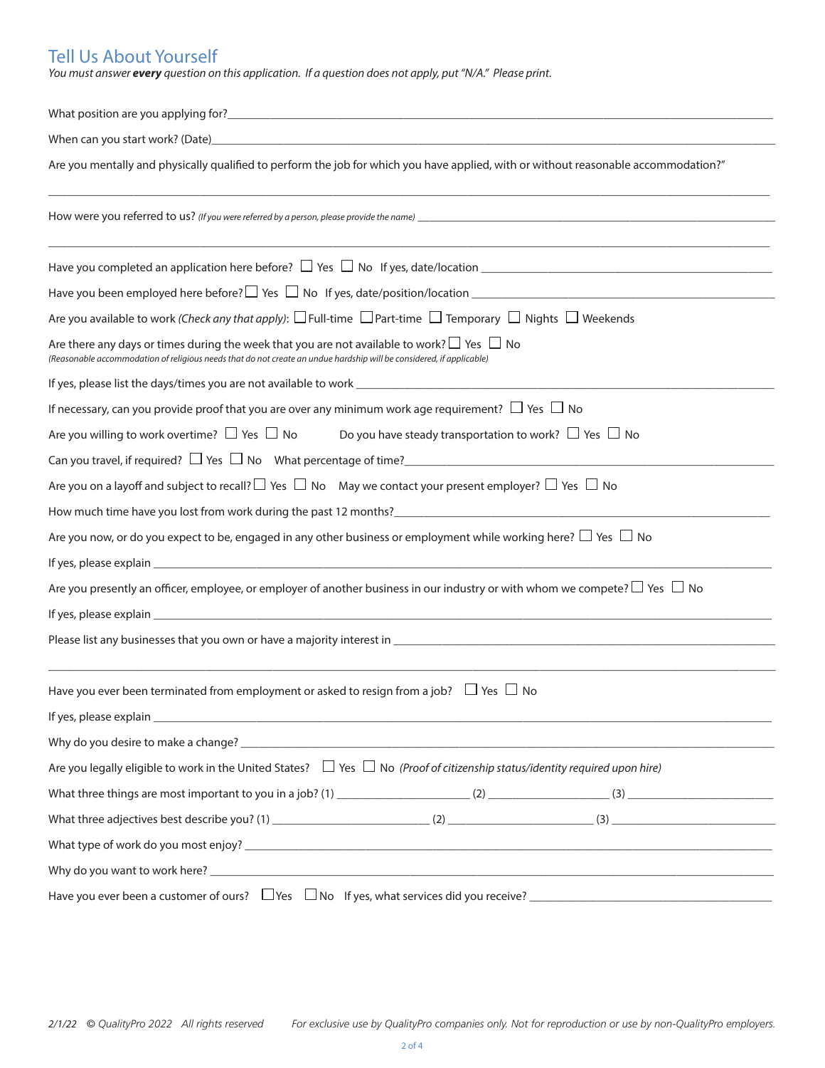## Tell Us About Yourself

*You must answer* ***every*** *question on this application. If a question does not apply, put "N/A." Please print.*

What position are you applying for?\_\_\_\_\_\_\_\_\_\_\_\_\_\_\_\_\_\_\_\_\_\_\_\_\_\_\_\_\_\_\_\_\_\_\_\_\_\_\_\_

When can you start work? (Date)\_\_\_\_\_\_\_\_\_\_\_\_\_\_\_\_\_\_\_\_\_\_\_\_\_\_\_\_\_\_\_\_\_\_\_\_\_\_\_\_

Are you mentally and physically qualified to perform the job for which you have applied, with or without reasonable accommodation?"

\_\_\_\_\_\_\_\_\_\_\_\_\_\_\_\_\_\_\_\_\_\_\_\_\_\_\_\_\_\_\_\_\_\_\_\_\_\_\_\_\_\_\_\_\_\_\_\_\_\_\_\_\_\_\_\_\_\_\_\_\_\_\_\_\_\_

How were you referred to us? *(If you were referred by a person, please provide the name)* \_\_\_\_\_\_\_\_\_\_\_\_\_\_\_\_\_\_\_\_\_\_\_\_\_\_\_\_\_\_\_\_

\_\_\_\_\_\_\_\_\_\_\_\_\_\_\_\_\_\_\_\_\_\_\_\_\_\_\_\_\_\_\_\_\_\_\_\_\_\_\_\_\_\_\_\_\_\_\_\_\_\_\_\_\_\_\_\_\_\_\_\_\_\_\_\_\_\_

Have you completed an application here before? ☐ Yes ☐ No If yes, date/location \_\_\_\_\_\_\_\_\_\_\_\_\_\_\_\_\_\_\_\_\_\_\_\_\_\_\_\_\_\_

Have you been employed here before? ☐ Yes ☐ No If yes, date/position/location \_\_\_\_\_\_\_\_\_\_\_\_\_\_\_\_\_\_\_\_\_\_\_\_\_\_\_\_\_\_

Are you available to work *(Check any that apply)*: ☐ Full-time ☐ Part-time ☐ Temporary ☐ Nights ☐ Weekends

Are there any days or times during the week that you are not available to work? ☐ Yes ☐ No
*(Reasonable accommodation of religious needs that do not create an undue hardship will be considered, if applicable)*

If yes, please list the days/times you are not available to work \_\_\_\_\_\_\_\_\_\_\_\_\_\_\_\_\_\_\_\_\_\_\_\_\_\_\_\_\_\_

If necessary, can you provide proof that you are over any minimum work age requirement? ☐ Yes ☐ No

Are you willing to work overtime? ☐ Yes ☐ No Do you have steady transportation to work? ☐ Yes ☐ No

Can you travel, if required? ☐ Yes ☐ No What percentage of time?\_\_\_\_\_\_\_\_\_\_\_\_\_\_\_\_\_\_\_\_\_\_\_\_\_\_\_\_\_\_

Are you on a layoff and subject to recall? ☐ Yes ☐ No May we contact your present employer? ☐ Yes ☐ No

How much time have you lost from work during the past 12 months?\_\_\_\_\_\_\_\_\_\_\_\_\_\_\_\_\_\_\_\_\_\_\_\_\_\_\_\_\_\_

Are you now, or do you expect to be, engaged in any other business or employment while working here? ☐ Yes ☐ No

If yes, please explain \_\_\_\_\_\_\_\_\_\_\_\_\_\_\_\_\_\_\_\_\_\_\_\_\_\_\_\_\_\_\_\_\_\_\_\_\_\_\_\_\_\_\_\_\_\_\_\_\_\_

Are you presently an officer, employee, or employer of another business in our industry or with whom we compete? ☐ Yes ☐ No

If yes, please explain \_\_\_\_\_\_\_\_\_\_\_\_\_\_\_\_\_\_\_\_\_\_\_\_\_\_\_\_\_\_\_\_\_\_\_\_\_\_\_\_\_\_\_\_\_\_\_\_\_\_

Please list any businesses that you own or have a majority interest in \_\_\_\_\_\_\_\_\_\_\_\_\_\_\_\_\_\_\_\_\_\_\_\_\_\_\_\_\_\_

\_\_\_\_\_\_\_\_\_\_\_\_\_\_\_\_\_\_\_\_\_\_\_\_\_\_\_\_\_\_\_\_\_\_\_\_\_\_\_\_\_\_\_\_\_\_\_\_\_\_\_\_\_\_\_\_\_\_\_\_\_\_\_\_\_\_

Have you ever been terminated from employment or asked to resign from a job? ☐ Yes ☐ No

If yes, please explain \_\_\_\_\_\_\_\_\_\_\_\_\_\_\_\_\_\_\_\_\_\_\_\_\_\_\_\_\_\_\_\_\_\_\_\_\_\_\_\_\_\_\_\_\_\_\_\_\_\_

Why do you desire to make a change? \_\_\_\_\_\_\_\_\_\_\_\_\_\_\_\_\_\_\_\_\_\_\_\_\_\_\_\_\_\_\_\_\_\_\_\_\_\_\_\_

Are you legally eligible to work in the United States? ☐ Yes ☐ No *(Proof of citizenship status/identity required upon hire)*

What three things are most important to you in a job? (1) \_\_\_\_\_\_\_\_\_\_\_\_\_\_\_\_ (2) \_\_\_\_\_\_\_\_\_\_\_\_\_\_\_\_ (3) \_\_\_\_\_\_\_\_\_\_\_\_\_\_\_\_

What three adjectives best describe you? (1) \_\_\_\_\_\_\_\_\_\_\_\_\_\_\_\_ (2) \_\_\_\_\_\_\_\_\_\_\_\_\_\_\_\_ (3) \_\_\_\_\_\_\_\_\_\_\_\_\_\_\_\_

What type of work do you most enjoy? \_\_\_\_\_\_\_\_\_\_\_\_\_\_\_\_\_\_\_\_\_\_\_\_\_\_\_\_\_\_\_\_\_\_\_\_\_\_\_\_

Why do you want to work here? \_\_\_\_\_\_\_\_\_\_\_\_\_\_\_\_\_\_\_\_\_\_\_\_\_\_\_\_\_\_\_\_\_\_\_\_\_\_\_\_

Have you ever been a customer of ours? ☐ Yes ☐ No If yes, what services did you receive? \_\_\_\_\_\_\_\_\_\_\_\_\_\_\_\_\_\_\_\_\_\_\_\_\_\_\_\_\_\_

*2/1/22 © QualityPro 2022 All rights reserved For exclusive use by QualityPro companies only. Not for reproduction or use by non-QualityPro employers.*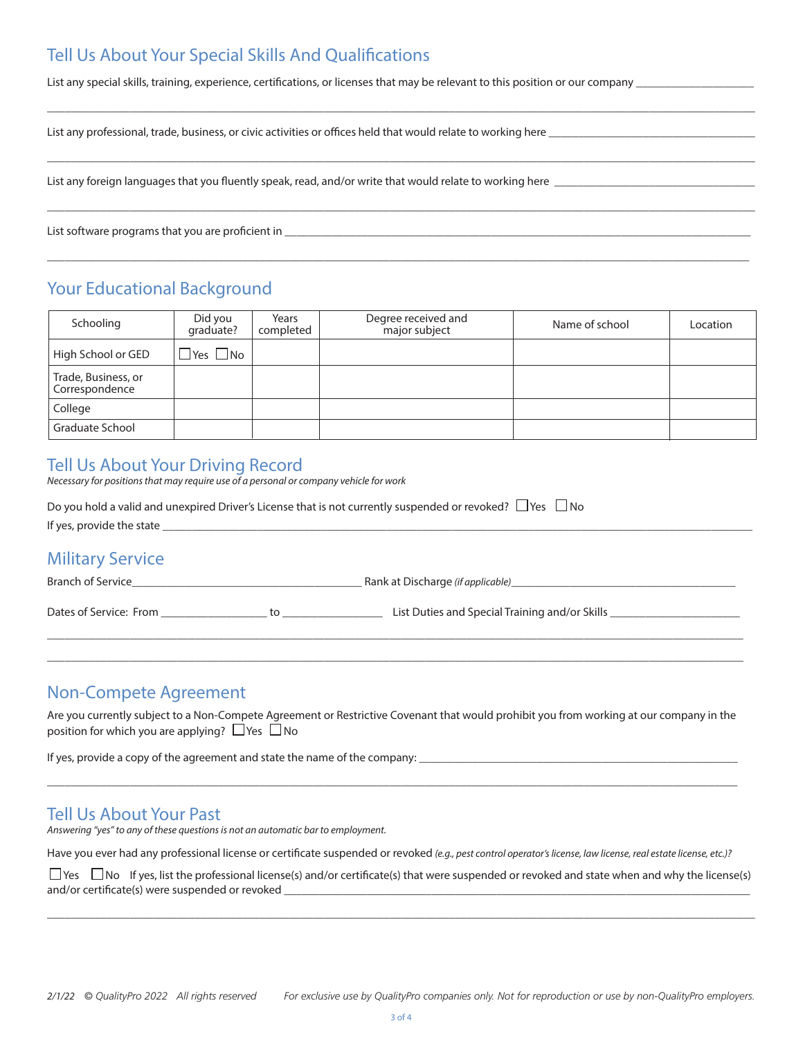## Tell Us About Your Special Skills And Qualifications

List any special skills, training, experience, certifications, or licenses that may be relevant to this position or our company ____________________

________________________________________________________________________________________________________________

List any professional, trade, business, or civic activities or offices held that would relate to working here ____________________________________

________________________________________________________________________________________________________________

List any foreign languages that you fluently speak, read, and/or write that would relate to working here ________________________________

________________________________________________________________________________________________________________

List software programs that you are proficient in ________________________________________________________________________

________________________________________________________________________________________________________________

## Your Educational Background

| Schooling | Did you graduate? | Years completed | Degree received and major subject | Name of school | Location |
|---|---|---|---|---|---|
| High School or GED | ☐ Yes ☐ No | | | | |
| Trade, Business, or Correspondence | | | | | |
| College | | | | | |
| Graduate School | | | | | |

## Tell Us About Your Driving Record

*Necessary for positions that may require use of a personal or company vehicle for work*

Do you hold a valid and unexpired Driver's License that is not currently suspended or revoked? ☐ Yes ☐ No

If yes, provide the state ________________________________________________________________________________________

## Military Service

Branch of Service________________________________________ Rank at Discharge *(if applicable)*________________________________________

Dates of Service: From __________________ to _________________ List Duties and Special Training and/or Skills ______________________

________________________________________________________________________________________________________________

________________________________________________________________________________________________________________

## Non-Compete Agreement

Are you currently subject to a Non-Compete Agreement or Restrictive Covenant that would prohibit you from working at our company in the position for which you are applying? ☐ Yes ☐ No

If yes, provide a copy of the agreement and state the name of the company: ________________________________________________________

________________________________________________________________________________________________________________

## Tell Us About Your Past

*Answering "yes" to any of these questions is not an automatic bar to employment.*

Have you ever had any professional license or certificate suspended or revoked *(e.g., pest control operator's license, law license, real estate license, etc.)?*

☐ Yes ☐ No If yes, list the professional license(s) and/or certificate(s) that were suspended or revoked and state when and why the license(s) and/or certificate(s) were suspended or revoked ____________________________________________________________________________

________________________________________________________________________________________________________________

*2/1/22 © QualityPro 2022 All rights reserved* *For exclusive use by QualityPro companies only. Not for reproduction or use by non-QualityPro employers.*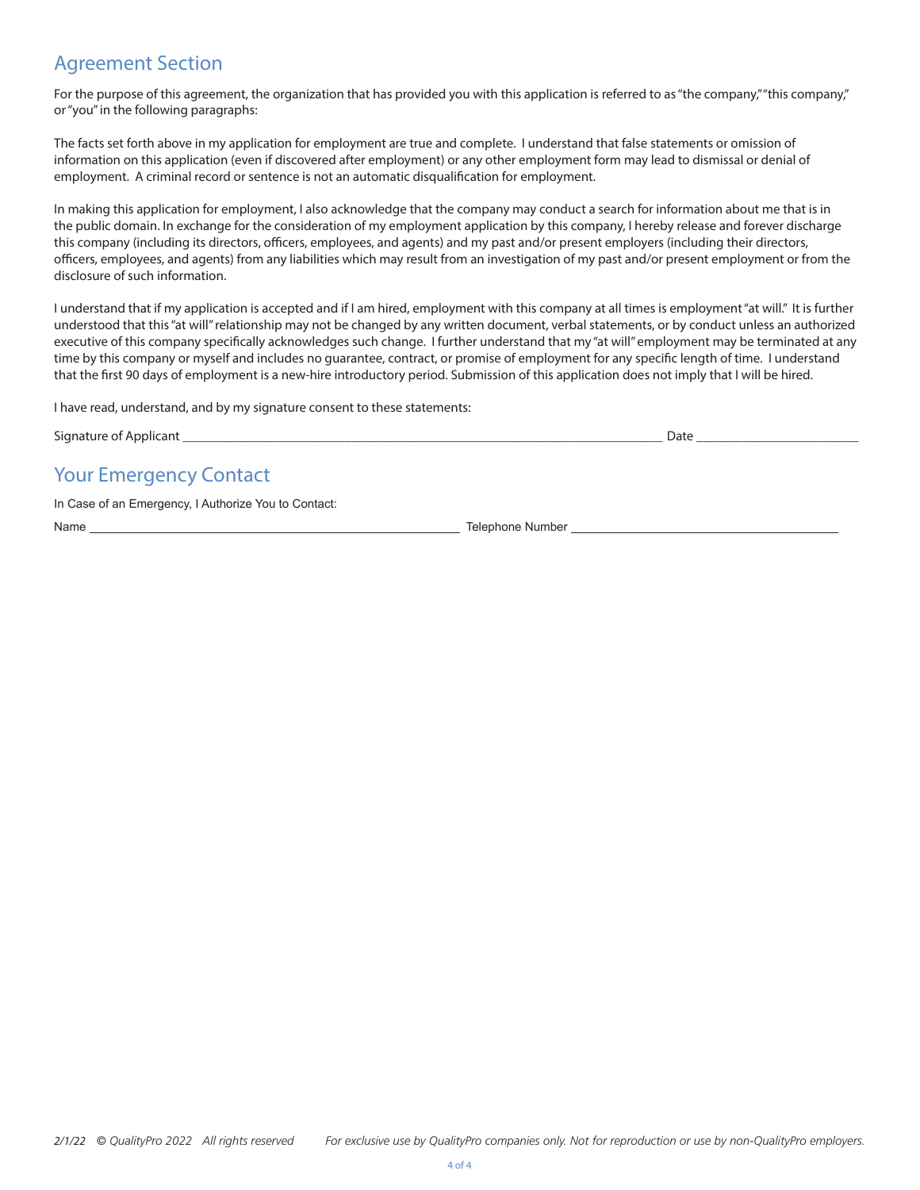## Agreement Section

For the purpose of this agreement, the organization that has provided you with this application is referred to as "the company," "this company," or "you" in the following paragraphs:

The facts set forth above in my application for employment are true and complete. I understand that false statements or omission of information on this application (even if discovered after employment) or any other employment form may lead to dismissal or denial of employment. A criminal record or sentence is not an automatic disqualification for employment.

In making this application for employment, I also acknowledge that the company may conduct a search for information about me that is in the public domain. In exchange for the consideration of my employment application by this company, I hereby release and forever discharge this company (including its directors, officers, employees, and agents) and my past and/or present employers (including their directors, officers, employees, and agents) from any liabilities which may result from an investigation of my past and/or present employment or from the disclosure of such information.

I understand that if my application is accepted and if I am hired, employment with this company at all times is employment "at will." It is further understood that this "at will" relationship may not be changed by any written document, verbal statements, or by conduct unless an authorized executive of this company specifically acknowledges such change. I further understand that my "at will" employment may be terminated at any time by this company or myself and includes no guarantee, contract, or promise of employment for any specific length of time. I understand that the first 90 days of employment is a new-hire introductory period. Submission of this application does not imply that I will be hired.

I have read, understand, and by my signature consent to these statements:

Signature of Applicant ______________________________________________ Date ____________________

## Your Emergency Contact

In Case of an Emergency, I Authorize You to Contact:

Name ______________________________________________ Telephone Number ______________________________

*2/1/22 © QualityPro 2022 All rights reserved* *For exclusive use by QualityPro companies only. Not for reproduction or use by non-QualityPro employers.*